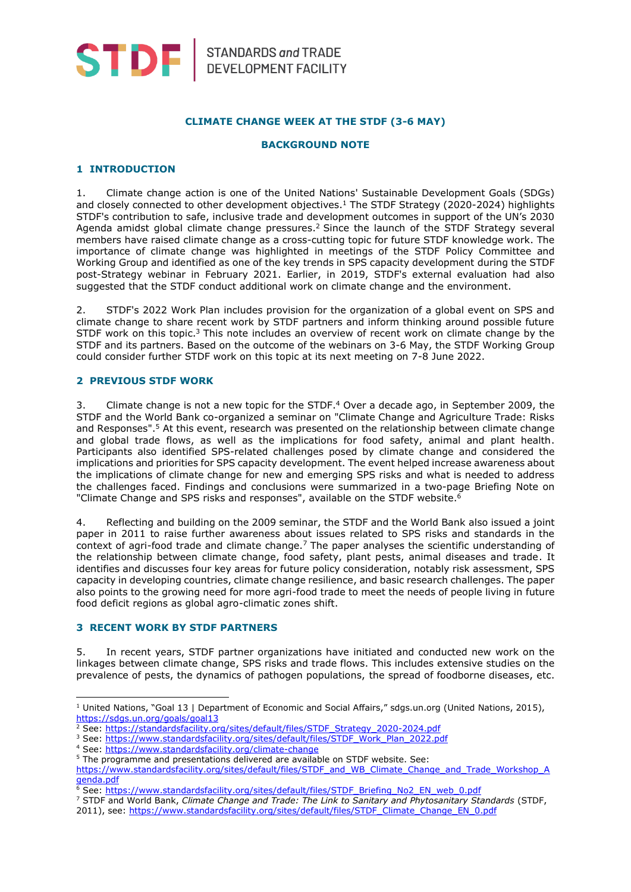STDF | STANDARDS *and* TRADE DEVELOPMENT FACILITY

**CLIMATE CHANGE WEEK AT THE STDF (3-6 MAY)**

**BACKGROUND NOTE**

## 1 INTRODUCTION

1. Climate change action is one of the United Nations' Sustainable Development Goals (SDGs) and closely connected to other development objectives.[1] The STDF Strategy (2020-2024) highlights STDF's contribution to safe, inclusive trade and development outcomes in support of the UN's 2030 Agenda amidst global climate change pressures.[2] Since the launch of the STDF Strategy several members have raised climate change as a cross-cutting topic for future STDF knowledge work. The importance of climate change was highlighted in meetings of the STDF Policy Committee and Working Group and identified as one of the key trends in SPS capacity development during the STDF post-Strategy webinar in February 2021. Earlier, in 2019, STDF's external evaluation had also suggested that the STDF conduct additional work on climate change and the environment.

2. STDF's 2022 Work Plan includes provision for the organization of a global event on SPS and climate change to share recent work by STDF partners and inform thinking around possible future STDF work on this topic.[3] This note includes an overview of recent work on climate change by the STDF and its partners. Based on the outcome of the webinars on 3-6 May, the STDF Working Group could consider further STDF work on this topic at its next meeting on 7-8 June 2022.

## 2 PREVIOUS STDF WORK

3. Climate change is not a new topic for the STDF.[4] Over a decade ago, in September 2009, the STDF and the World Bank co-organized a seminar on "Climate Change and Agriculture Trade: Risks and Responses".[5] At this event, research was presented on the relationship between climate change and global trade flows, as well as the implications for food safety, animal and plant health. Participants also identified SPS-related challenges posed by climate change and considered the implications and priorities for SPS capacity development. The event helped increase awareness about the implications of climate change for new and emerging SPS risks and what is needed to address the challenges faced. Findings and conclusions were summarized in a two-page Briefing Note on "Climate Change and SPS risks and responses", available on the STDF website.[6]

4. Reflecting and building on the 2009 seminar, the STDF and the World Bank also issued a joint paper in 2011 to raise further awareness about issues related to SPS risks and standards in the context of agri-food trade and climate change.[7] The paper analyses the scientific understanding of the relationship between climate change, food safety, plant pests, animal diseases and trade. It identifies and discusses four key areas for future policy consideration, notably risk assessment, SPS capacity in developing countries, climate change resilience, and basic research challenges. The paper also points to the growing need for more agri-food trade to meet the needs of people living in future food deficit regions as global agro-climatic zones shift.

## 3 RECENT WORK BY STDF PARTNERS

5. In recent years, STDF partner organizations have initiated and conducted new work on the linkages between climate change, SPS risks and trade flows. This includes extensive studies on the prevalence of pests, the dynamics of pathogen populations, the spread of foodborne diseases, etc.

---

[1] United Nations, "Goal 13 | Department of Economic and Social Affairs," sdgs.un.org (United Nations, 2015), https://sdgs.un.org/goals/goal13

[2] See: https://standardsfacility.org/sites/default/files/STDF_Strategy_2020-2024.pdf

[3] See: https://www.standardsfacility.org/sites/default/files/STDF_Work_Plan_2022.pdf

[4] See: https://www.standardsfacility.org/climate-change

[5] The programme and presentations delivered are available on STDF website. See: https://www.standardsfacility.org/sites/default/files/STDF_and_WB_Climate_Change_and_Trade_Workshop_Agenda.pdf

[6] See: https://www.standardsfacility.org/sites/default/files/STDF_Briefing_No2_EN_web_0.pdf

[7] STDF and World Bank, *Climate Change and Trade: The Link to Sanitary and Phytosanitary Standards* (STDF, 2011), see: https://www.standardsfacility.org/sites/default/files/STDF_Climate_Change_EN_0.pdf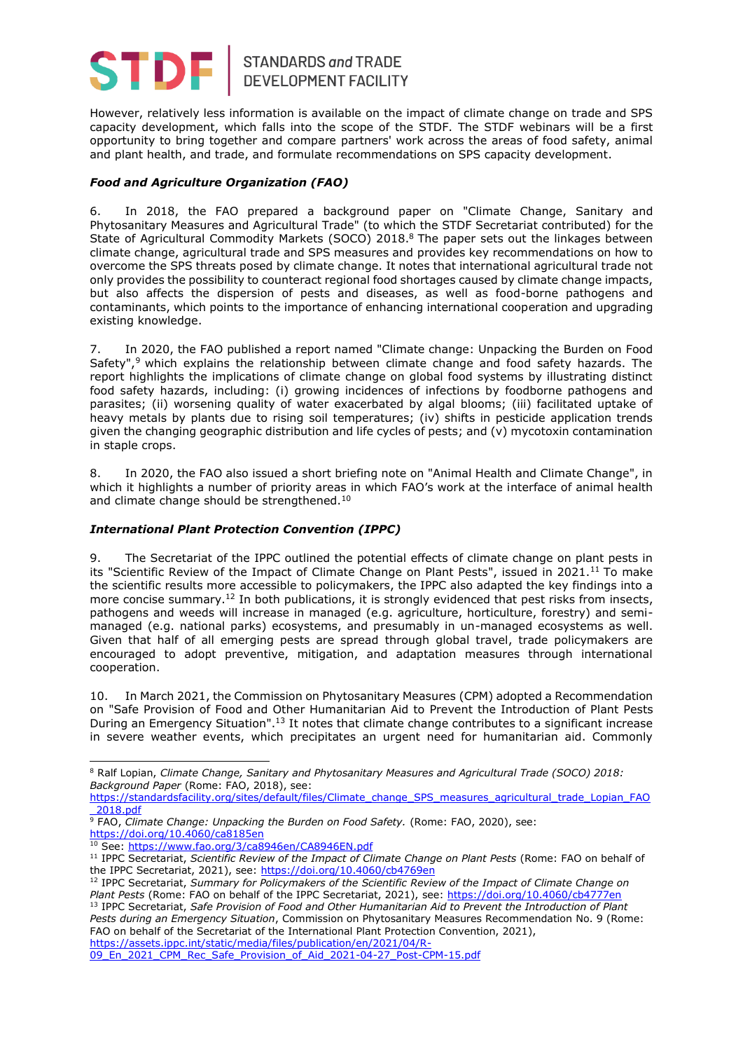However, relatively less information is available on the impact of climate change on trade and SPS capacity development, which falls into the scope of the STDF. The STDF webinars will be a first opportunity to bring together and compare partners' work across the areas of food safety, animal and plant health, and trade, and formulate recommendations on SPS capacity development.

***Food and Agriculture Organization (FAO)***

6. In 2018, the FAO prepared a background paper on "Climate Change, Sanitary and Phytosanitary Measures and Agricultural Trade" (to which the STDF Secretariat contributed) for the State of Agricultural Commodity Markets (SOCO) 2018.[8] The paper sets out the linkages between climate change, agricultural trade and SPS measures and provides key recommendations on how to overcome the SPS threats posed by climate change. It notes that international agricultural trade not only provides the possibility to counteract regional food shortages caused by climate change impacts, but also affects the dispersion of pests and diseases, as well as food-borne pathogens and contaminants, which points to the importance of enhancing international cooperation and upgrading existing knowledge.

7. In 2020, the FAO published a report named "Climate change: Unpacking the Burden on Food Safety",[9] which explains the relationship between climate change and food safety hazards. The report highlights the implications of climate change on global food systems by illustrating distinct food safety hazards, including: (i) growing incidences of infections by foodborne pathogens and parasites; (ii) worsening quality of water exacerbated by algal blooms; (iii) facilitated uptake of heavy metals by plants due to rising soil temperatures; (iv) shifts in pesticide application trends given the changing geographic distribution and life cycles of pests; and (v) mycotoxin contamination in staple crops.

8. In 2020, the FAO also issued a short briefing note on "Animal Health and Climate Change", in which it highlights a number of priority areas in which FAO's work at the interface of animal health and climate change should be strengthened.[10]

***International Plant Protection Convention (IPPC)***

9. The Secretariat of the IPPC outlined the potential effects of climate change on plant pests in its "Scientific Review of the Impact of Climate Change on Plant Pests", issued in 2021.[11] To make the scientific results more accessible to policymakers, the IPPC also adapted the key findings into a more concise summary.[12] In both publications, it is strongly evidenced that pest risks from insects, pathogens and weeds will increase in managed (e.g. agriculture, horticulture, forestry) and semi-managed (e.g. national parks) ecosystems, and presumably in un-managed ecosystems as well. Given that half of all emerging pests are spread through global travel, trade policymakers are encouraged to adopt preventive, mitigation, and adaptation measures through international cooperation.

10. In March 2021, the Commission on Phytosanitary Measures (CPM) adopted a Recommendation on "Safe Provision of Food and Other Humanitarian Aid to Prevent the Introduction of Plant Pests During an Emergency Situation".[13] It notes that climate change contributes to a significant increase in severe weather events, which precipitates an urgent need for humanitarian aid. Commonly

---

[8] Ralf Lopian, *Climate Change, Sanitary and Phytosanitary Measures and Agricultural Trade (SOCO) 2018: Background Paper* (Rome: FAO, 2018), see: https://standardsfacility.org/sites/default/files/Climate_change_SPS_measures_agricultural_trade_Lopian_FAO_2018.pdf

[9] FAO, *Climate Change: Unpacking the Burden on Food Safety.* (Rome: FAO, 2020), see: https://doi.org/10.4060/ca8185en

[10] See: https://www.fao.org/3/ca8946en/CA8946EN.pdf

[11] IPPC Secretariat, *Scientific Review of the Impact of Climate Change on Plant Pests* (Rome: FAO on behalf of the IPPC Secretariat, 2021), see: https://doi.org/10.4060/cb4769en

[12] IPPC Secretariat, *Summary for Policymakers of the Scientific Review of the Impact of Climate Change on Plant Pests* (Rome: FAO on behalf of the IPPC Secretariat, 2021), see: https://doi.org/10.4060/cb4777en

[13] IPPC Secretariat, *Safe Provision of Food and Other Humanitarian Aid to Prevent the Introduction of Plant Pests during an Emergency Situation*, Commission on Phytosanitary Measures Recommendation No. 9 (Rome: FAO on behalf of the Secretariat of the International Plant Protection Convention, 2021), https://assets.ippc.int/static/media/files/publication/en/2021/04/R-09_En_2021_CPM_Rec_Safe_Provision_of_Aid_2021-04-27_Post-CPM-15.pdf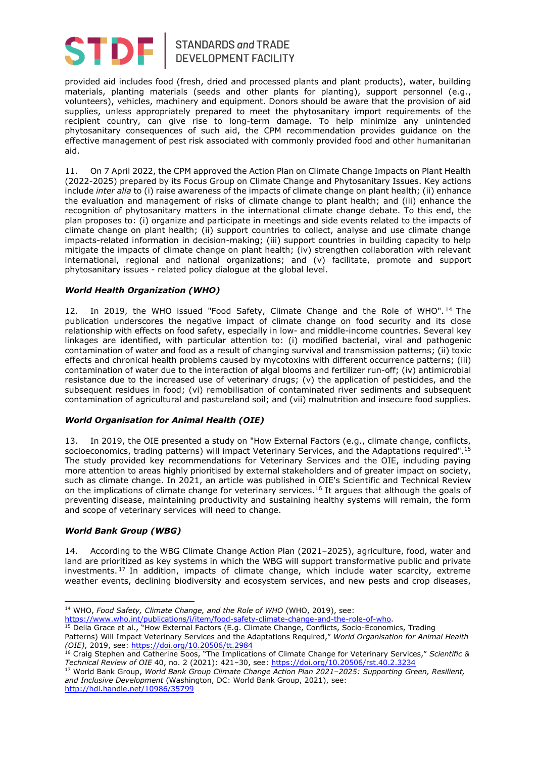provided aid includes food (fresh, dried and processed plants and plant products), water, building materials, planting materials (seeds and other plants for planting), support personnel (e.g., volunteers), vehicles, machinery and equipment. Donors should be aware that the provision of aid supplies, unless appropriately prepared to meet the phytosanitary import requirements of the recipient country, can give rise to long-term damage. To help minimize any unintended phytosanitary consequences of such aid, the CPM recommendation provides guidance on the effective management of pest risk associated with commonly provided food and other humanitarian aid.

11. On 7 April 2022, the CPM approved the Action Plan on Climate Change Impacts on Plant Health (2022-2025) prepared by its Focus Group on Climate Change and Phytosanitary Issues. Key actions include *inter alia* to (i) raise awareness of the impacts of climate change on plant health; (ii) enhance the evaluation and management of risks of climate change to plant health; and (iii) enhance the recognition of phytosanitary matters in the international climate change debate. To this end, the plan proposes to: (i) organize and participate in meetings and side events related to the impacts of climate change on plant health; (ii) support countries to collect, analyse and use climate change impacts-related information in decision-making; (iii) support countries in building capacity to help mitigate the impacts of climate change on plant health; (iv) strengthen collaboration with relevant international, regional and national organizations; and (v) facilitate, promote and support phytosanitary issues - related policy dialogue at the global level.

***World Health Organization (WHO)***

12. In 2019, the WHO issued "Food Safety, Climate Change and the Role of WHO".[14] The publication underscores the negative impact of climate change on food security and its close relationship with effects on food safety, especially in low- and middle-income countries. Several key linkages are identified, with particular attention to: (i) modified bacterial, viral and pathogenic contamination of water and food as a result of changing survival and transmission patterns; (ii) toxic effects and chronical health problems caused by mycotoxins with different occurrence patterns; (iii) contamination of water due to the interaction of algal blooms and fertilizer run-off; (iv) antimicrobial resistance due to the increased use of veterinary drugs; (v) the application of pesticides, and the subsequent residues in food; (vi) remobilisation of contaminated river sediments and subsequent contamination of agricultural and pastureland soil; and (vii) malnutrition and insecure food supplies.

***World Organisation for Animal Health (OIE)***

13. In 2019, the OIE presented a study on "How External Factors (e.g., climate change, conflicts, socioeconomics, trading patterns) will impact Veterinary Services, and the Adaptations required".[15] The study provided key recommendations for Veterinary Services and the OIE, including paying more attention to areas highly prioritised by external stakeholders and of greater impact on society, such as climate change. In 2021, an article was published in OIE's Scientific and Technical Review on the implications of climate change for veterinary services.[16] It argues that although the goals of preventing disease, maintaining productivity and sustaining healthy systems will remain, the form and scope of veterinary services will need to change.

***World Bank Group (WBG)***

14. According to the WBG Climate Change Action Plan (2021–2025), agriculture, food, water and land are prioritized as key systems in which the WBG will support transformative public and private investments.[17] In addition, impacts of climate change, which include water scarcity, extreme weather events, declining biodiversity and ecosystem services, and new pests and crop diseases,

---

[14] WHO, *Food Safety, Climate Change, and the Role of WHO* (WHO, 2019), see: https://www.who.int/publications/i/item/food-safety-climate-change-and-the-role-of-who.

[15] Delia Grace et al., "How External Factors (E.g. Climate Change, Conflicts, Socio-Economics, Trading Patterns) Will Impact Veterinary Services and the Adaptations Required," *World Organisation for Animal Health (OIE)*, 2019, see: https://doi.org/10.20506/tt.2984

[16] Craig Stephen and Catherine Soos, "The Implications of Climate Change for Veterinary Services," *Scientific & Technical Review of OIE* 40, no. 2 (2021): 421–30, see: https://doi.org/10.20506/rst.40.2.3234

[17] World Bank Group, *World Bank Group Climate Change Action Plan 2021–2025: Supporting Green, Resilient, and Inclusive Development* (Washington, DC: World Bank Group, 2021), see: http://hdl.handle.net/10986/35799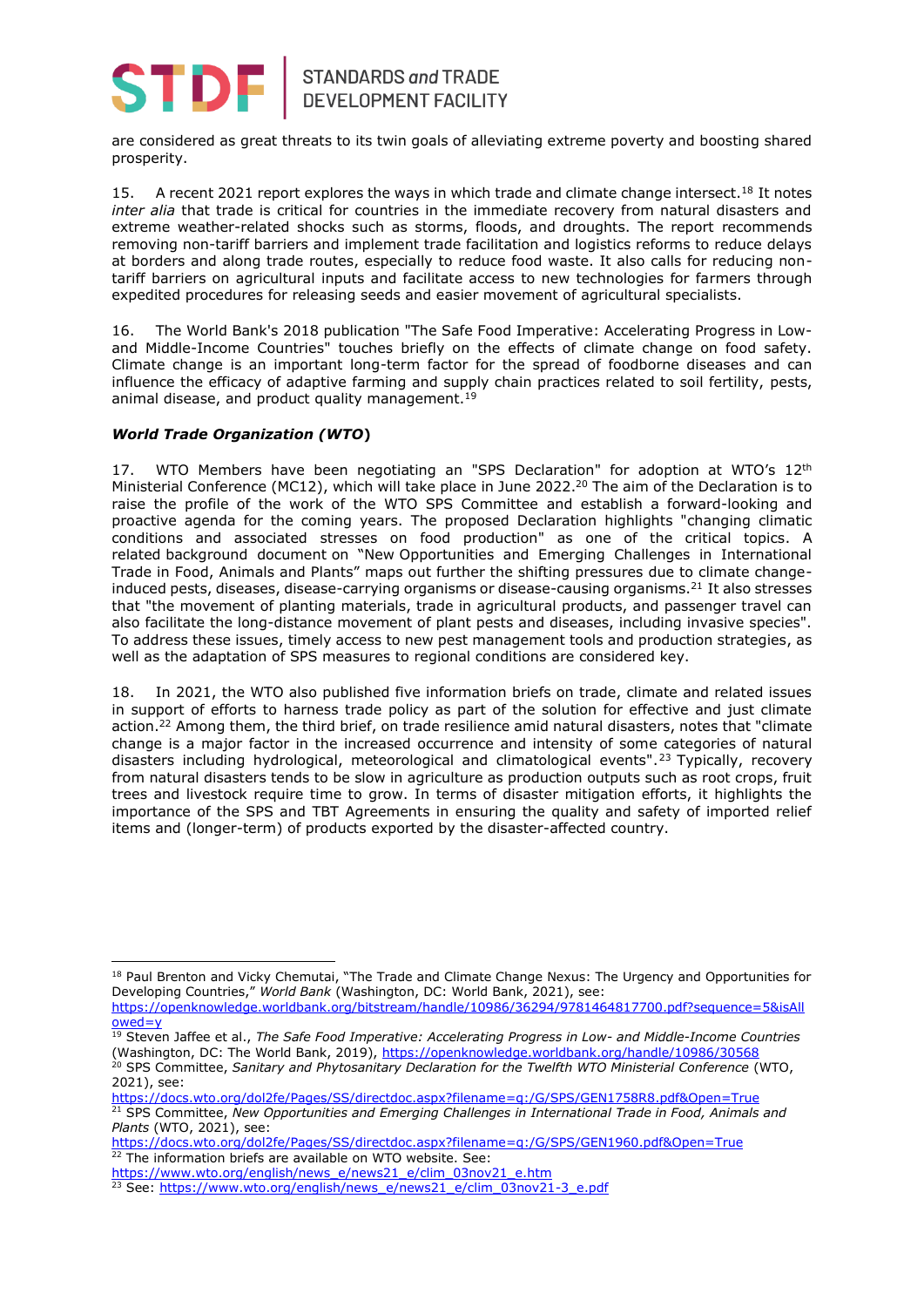are considered as great threats to its twin goals of alleviating extreme poverty and boosting shared prosperity.

15. A recent 2021 report explores the ways in which trade and climate change intersect.[18] It notes *inter alia* that trade is critical for countries in the immediate recovery from natural disasters and extreme weather-related shocks such as storms, floods, and droughts. The report recommends removing non-tariff barriers and implement trade facilitation and logistics reforms to reduce delays at borders and along trade routes, especially to reduce food waste. It also calls for reducing non-tariff barriers on agricultural inputs and facilitate access to new technologies for farmers through expedited procedures for releasing seeds and easier movement of agricultural specialists.

16. The World Bank's 2018 publication "The Safe Food Imperative: Accelerating Progress in Low- and Middle-Income Countries" touches briefly on the effects of climate change on food safety. Climate change is an important long-term factor for the spread of foodborne diseases and can influence the efficacy of adaptive farming and supply chain practices related to soil fertility, pests, animal disease, and product quality management.[19]

***World Trade Organization (WTO)***

17. WTO Members have been negotiating an "SPS Declaration" for adoption at WTO's 12th Ministerial Conference (MC12), which will take place in June 2022.[20] The aim of the Declaration is to raise the profile of the work of the WTO SPS Committee and establish a forward-looking and proactive agenda for the coming years. The proposed Declaration highlights "changing climatic conditions and associated stresses on food production" as one of the critical topics. A related background document on "New Opportunities and Emerging Challenges in International Trade in Food, Animals and Plants" maps out further the shifting pressures due to climate change-induced pests, diseases, disease-carrying organisms or disease-causing organisms.[21] It also stresses that "the movement of planting materials, trade in agricultural products, and passenger travel can also facilitate the long-distance movement of plant pests and diseases, including invasive species". To address these issues, timely access to new pest management tools and production strategies, as well as the adaptation of SPS measures to regional conditions are considered key.

18. In 2021, the WTO also published five information briefs on trade, climate and related issues in support of efforts to harness trade policy as part of the solution for effective and just climate action.[22] Among them, the third brief, on trade resilience amid natural disasters, notes that "climate change is a major factor in the increased occurrence and intensity of some categories of natural disasters including hydrological, meteorological and climatological events".[23] Typically, recovery from natural disasters tends to be slow in agriculture as production outputs such as root crops, fruit trees and livestock require time to grow. In terms of disaster mitigation efforts, it highlights the importance of the SPS and TBT Agreements in ensuring the quality and safety of imported relief items and (longer-term) of products exported by the disaster-affected country.

---

[18] Paul Brenton and Vicky Chemutai, "The Trade and Climate Change Nexus: The Urgency and Opportunities for Developing Countries," *World Bank* (Washington, DC: World Bank, 2021), see: https://openknowledge.worldbank.org/bitstream/handle/10986/36294/9781464817700.pdf?sequence=5&isAllowed=y

[19] Steven Jaffee et al., *The Safe Food Imperative: Accelerating Progress in Low- and Middle-Income Countries* (Washington, DC: The World Bank, 2019), https://openknowledge.worldbank.org/handle/10986/30568

[20] SPS Committee, *Sanitary and Phytosanitary Declaration for the Twelfth WTO Ministerial Conference* (WTO, 2021), see: https://docs.wto.org/dol2fe/Pages/SS/directdoc.aspx?filename=q:/G/SPS/GEN1758R8.pdf&Open=True

[21] SPS Committee, *New Opportunities and Emerging Challenges in International Trade in Food, Animals and Plants* (WTO, 2021), see: https://docs.wto.org/dol2fe/Pages/SS/directdoc.aspx?filename=q:/G/SPS/GEN1960.pdf&Open=True

[22] The information briefs are available on WTO website. See: https://www.wto.org/english/news_e/news21_e/clim_03nov21_e.htm

[23] See: https://www.wto.org/english/news_e/news21_e/clim_03nov21-3_e.pdf